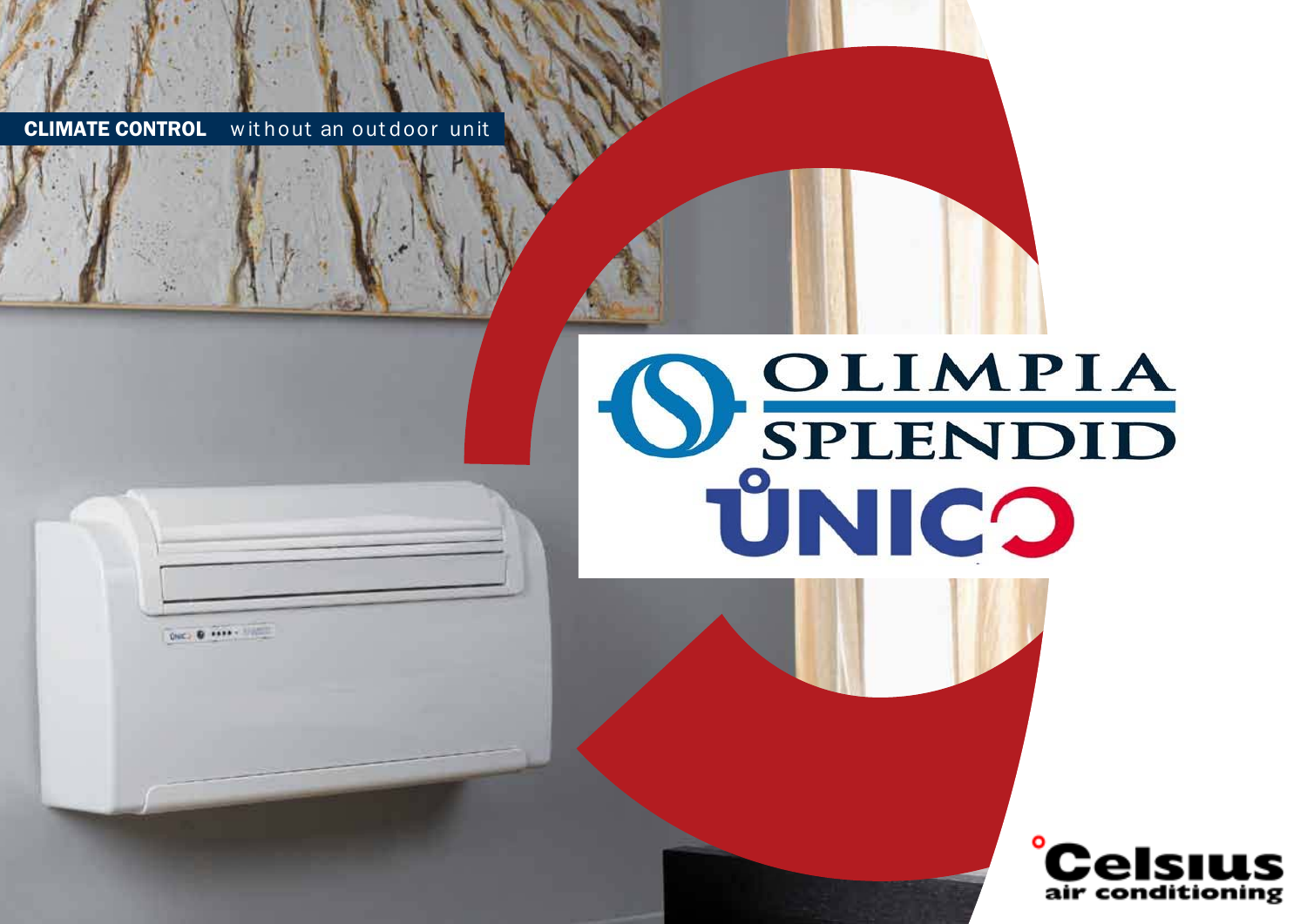**CLIMATE CONTROL** without an outdoor unit

# OLIMPIA SPLENDID

# ŮNICO

**Celsius**
air conditioning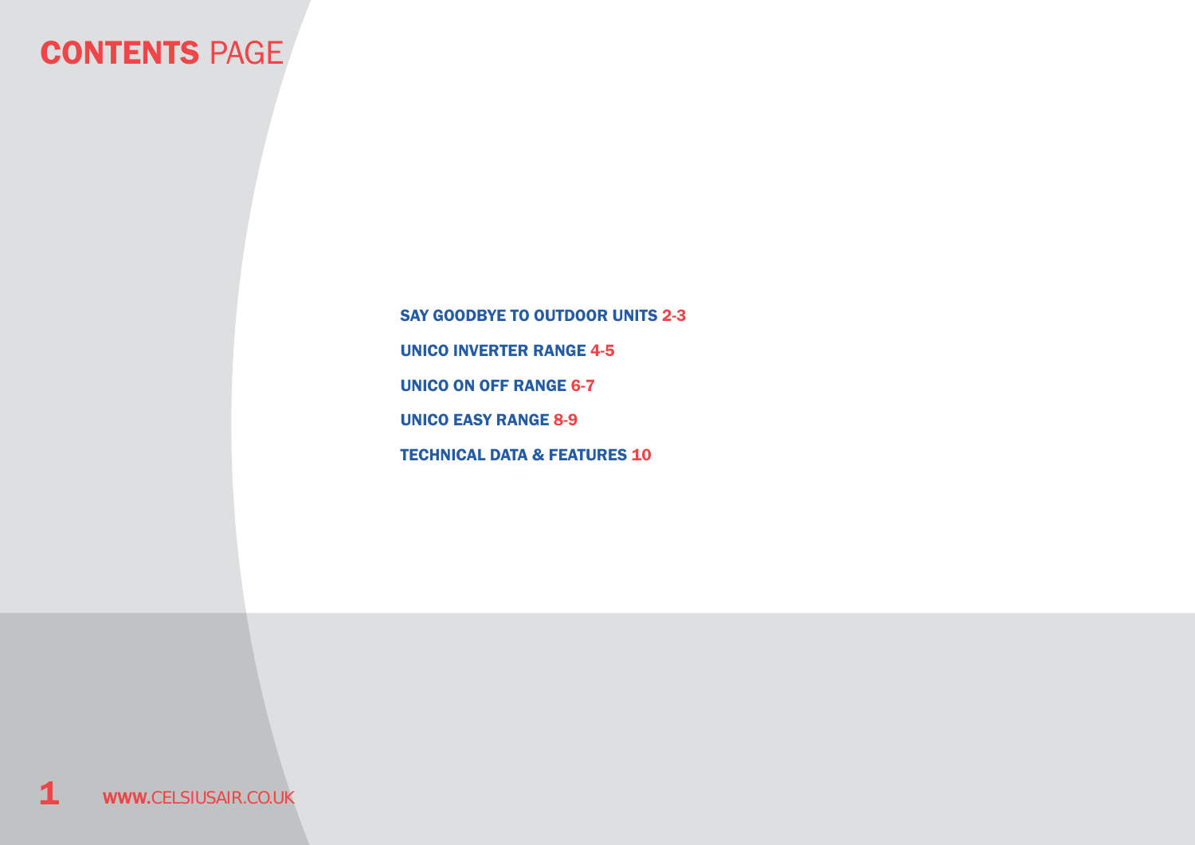# CONTENTS PAGE

- SAY GOODBYE TO OUTDOOR UNITS 2-3
- UNICO INVERTER RANGE 4-5
- UNICO ON OFF RANGE 6-7
- UNICO EASY RANGE 8-9
- TECHNICAL DATA & FEATURES 10

WWW.CELSIUSAIR.CO.UK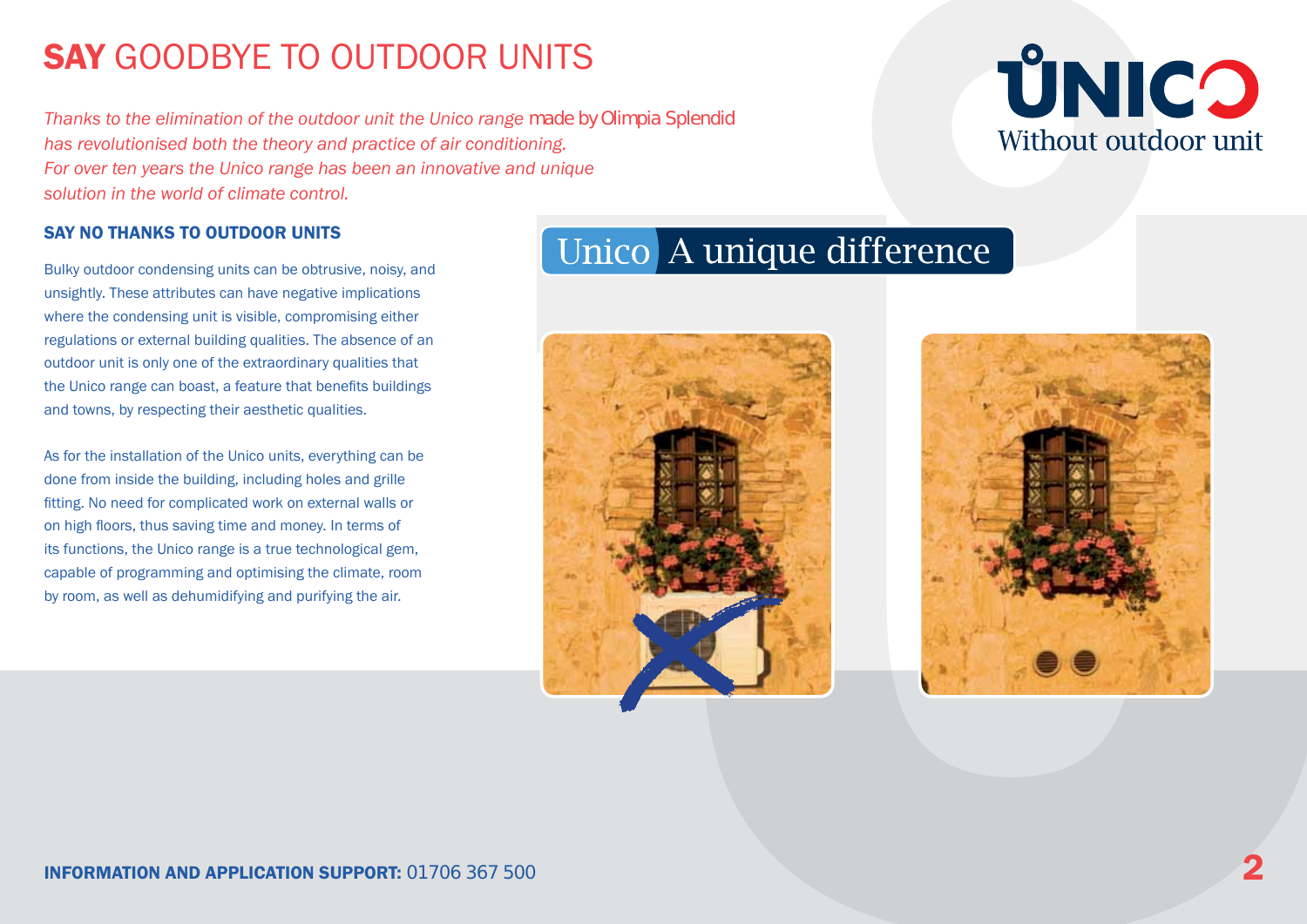# **SAY** GOODBYE TO OUTDOOR UNITS

*Thanks to the elimination of the outdoor unit the Unico range made by Olimpia Splendid has revolutionised both the theory and practice of air conditioning. For over ten years the Unico range has been an innovative and unique solution in the world of climate control.*

UNICO
Without outdoor unit

## SAY NO THANKS TO OUTDOOR UNITS

Bulky outdoor condensing units can be obtrusive, noisy, and unsightly. These attributes can have negative implications where the condensing unit is visible, compromising either regulations or external building qualities. The absence of an outdoor unit is only one of the extraordinary qualities that the Unico range can boast, a feature that benefits buildings and towns, by respecting their aesthetic qualities.

As for the installation of the Unico units, everything can be done from inside the building, including holes and grille fitting. No need for complicated work on external walls or on high floors, thus saving time and money. In terms of its functions, the Unico range is a true technological gem, capable of programming and optimising the climate, room by room, as well as dehumidifying and purifying the air.

## Unico A unique difference

**INFORMATION AND APPLICATION SUPPORT:** 01706 367 500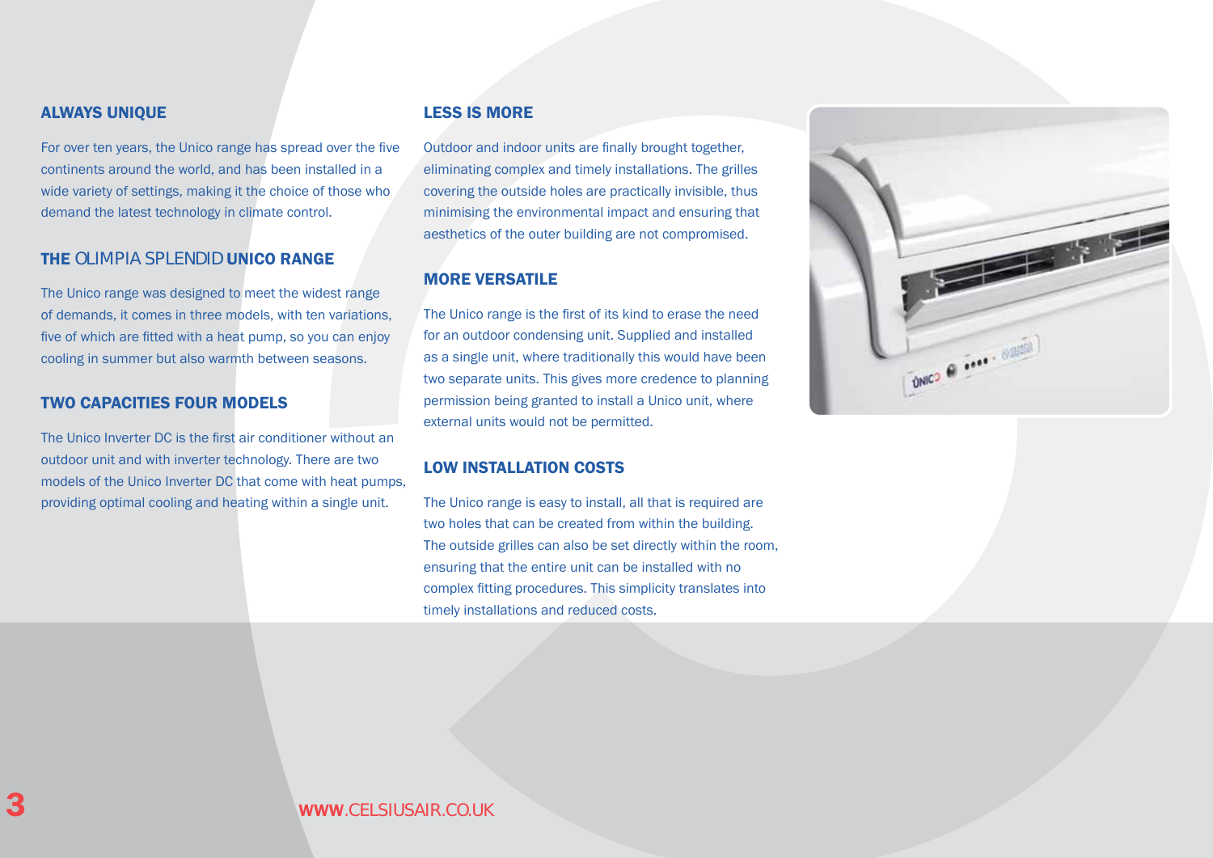## ALWAYS UNIQUE

For over ten years, the Unico range has spread over the five continents around the world, and has been installed in a wide variety of settings, making it the choice of those who demand the latest technology in climate control.

## THE OLIMPIA SPLENDID UNICO RANGE

The Unico range was designed to meet the widest range of demands, it comes in three models, with ten variations, five of which are fitted with a heat pump, so you can enjoy cooling in summer but also warmth between seasons.

## TWO CAPACITIES FOUR MODELS

The Unico Inverter DC is the first air conditioner without an outdoor unit and with inverter technology. There are two models of the Unico Inverter DC that come with heat pumps, providing optimal cooling and heating within a single unit.

## LESS IS MORE

Outdoor and indoor units are finally brought together, eliminating complex and timely installations. The grilles covering the outside holes are practically invisible, thus minimising the environmental impact and ensuring that aesthetics of the outer building are not compromised.

## MORE VERSATILE

The Unico range is the first of its kind to erase the need for an outdoor condensing unit. Supplied and installed as a single unit, where traditionally this would have been two separate units. This gives more credence to planning permission being granted to install a Unico unit, where external units would not be permitted.

## LOW INSTALLATION COSTS

The Unico range is easy to install, all that is required are two holes that can be created from within the building. The outside grilles can also be set directly within the room, ensuring that the entire unit can be installed with no complex fitting procedures. This simplicity translates into timely installations and reduced costs.

WWW.CELSIUSAIR.CO.UK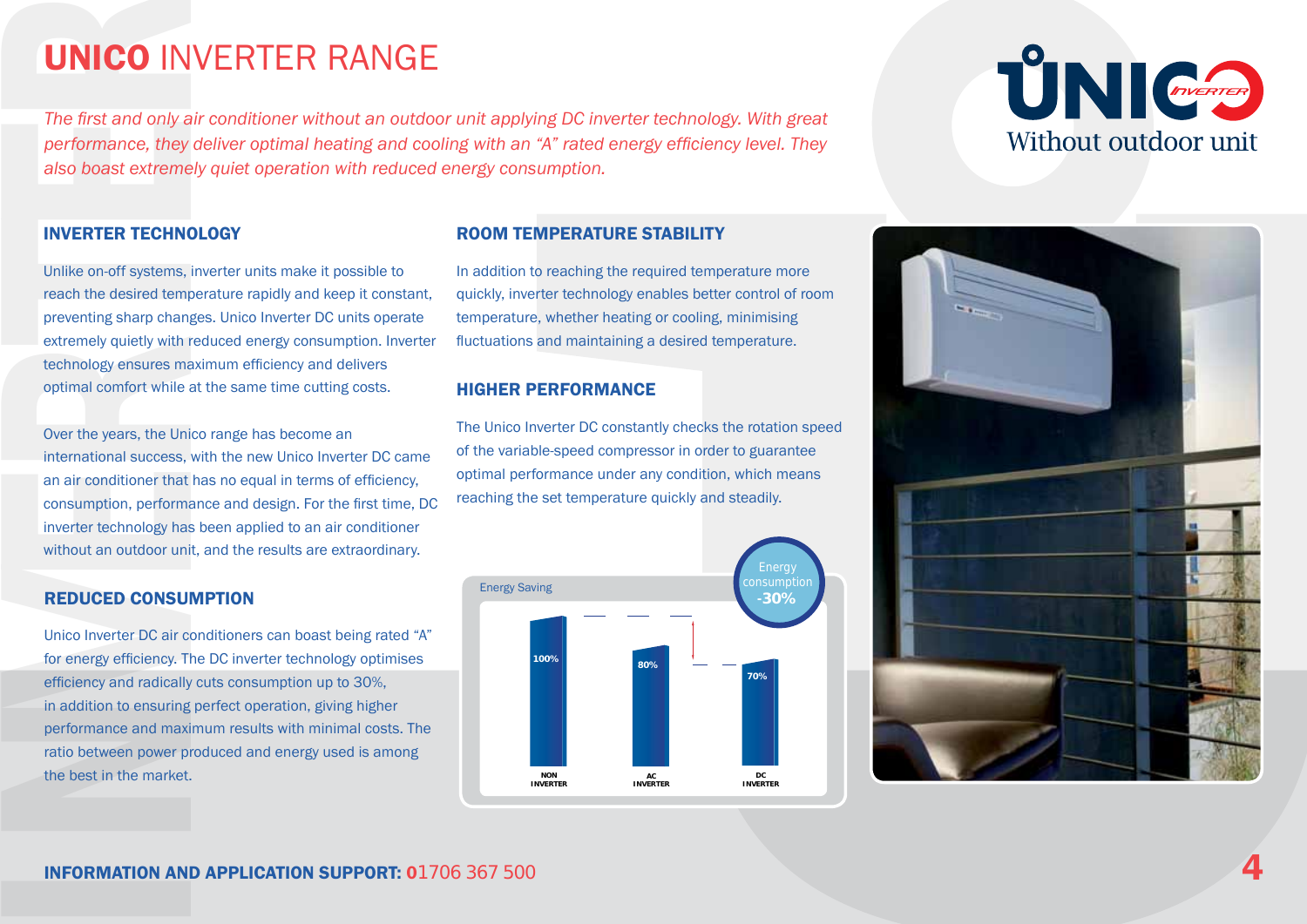# **UNICO** INVERTER RANGE

*The first and only air conditioner without an outdoor unit applying DC inverter technology. With great performance, they deliver optimal heating and cooling with an "A" rated energy efficiency level. They also boast extremely quiet operation with reduced energy consumption.*

## INVERTER TECHNOLOGY

Unlike on-off systems, inverter units make it possible to reach the desired temperature rapidly and keep it constant, preventing sharp changes. Unico Inverter DC units operate extremely quietly with reduced energy consumption. Inverter technology ensures maximum efficiency and delivers optimal comfort while at the same time cutting costs.

Over the years, the Unico range has become an international success, with the new Unico Inverter DC came an air conditioner that has no equal in terms of efficiency, consumption, performance and design. For the first time, DC inverter technology has been applied to an air conditioner without an outdoor unit, and the results are extraordinary.

## REDUCED CONSUMPTION

Unico Inverter DC air conditioners can boast being rated "A" for energy efficiency. The DC inverter technology optimises efficiency and radically cuts consumption up to 30%, in addition to ensuring perfect operation, giving higher performance and maximum results with minimal costs. The ratio between power produced and energy used is among the best in the market.

## ROOM TEMPERATURE STABILITY

In addition to reaching the required temperature more quickly, inverter technology enables better control of room temperature, whether heating or cooling, minimising fluctuations and maintaining a desired temperature.

## HIGHER PERFORMANCE

The Unico Inverter DC constantly checks the rotation speed of the variable-speed compressor in order to guarantee optimal performance under any condition, which means reaching the set temperature quickly and steadily.

Energy Saving

| NON INVERTER | AC INVERTER | DC INVERTER |
|---|---|---|
| 100% | 80% | 70% |

Energy consumption **-30%**

UNICO INVERTER
Without outdoor unit

**INFORMATION AND APPLICATION SUPPORT:** 01706 367 500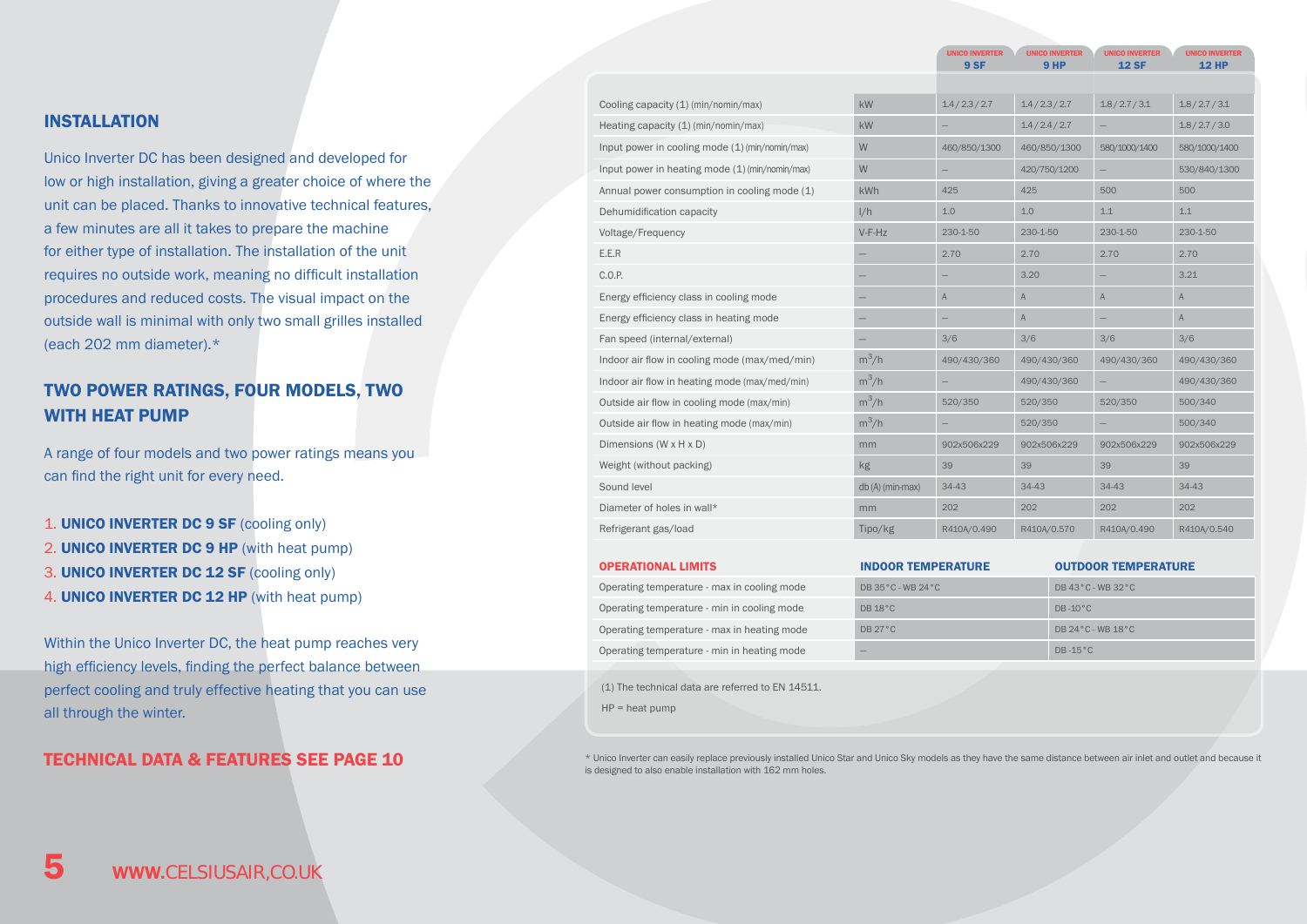## INSTALLATION

Unico Inverter DC has been designed and developed for low or high installation, giving a greater choice of where the unit can be placed. Thanks to innovative technical features, a few minutes are all it takes to prepare the machine for either type of installation. The installation of the unit requires no outside work, meaning no difficult installation procedures and reduced costs. The visual impact on the outside wall is minimal with only two small grilles installed (each 202 mm diameter).*

## TWO POWER RATINGS, FOUR MODELS, TWO WITH HEAT PUMP

A range of four models and two power ratings means you can find the right unit for every need.

1. **UNICO INVERTER DC 9 SF** (cooling only)
2. **UNICO INVERTER DC 9 HP** (with heat pump)
3. **UNICO INVERTER DC 12 SF** (cooling only)
4. **UNICO INVERTER DC 12 HP** (with heat pump)

Within the Unico Inverter DC, the heat pump reaches very high efficiency levels, finding the perfect balance between perfect cooling and truly effective heating that you can use all through the winter.

**TECHNICAL DATA & FEATURES SEE PAGE 10**

| | | UNICO INVERTER 9 SF | UNICO INVERTER 9 HP | UNICO INVERTER 12 SF | UNICO INVERTER 12 HP |
|---|---|---|---|---|---|
| Cooling capacity (1) (min/nomin/max) | kW | 1.4 / 2.3 / 2.7 | 1.4 / 2.3 / 2.7 | 1.8 / 2.7 / 3.1 | 1.8 / 2.7 / 3.1 |
| Heating capacity (1) (min/nomin/max) | kW | – | 1.4 / 2.4 / 2.7 | – | 1.8 / 2.7 / 3.0 |
| Input power in cooling mode (1) (min/nomin/max) | W | 460/850/1300 | 460/850/1300 | 580/1000/1400 | 580/1000/1400 |
| Input power in heating mode (1) (min/nomin/max) | W | – | 420/750/1200 | – | 530/840/1300 |
| Annual power consumption in cooling mode (1) | kWh | 425 | 425 | 500 | 500 |
| Dehumidification capacity | l/h | 1.0 | 1.0 | 1.1 | 1.1 |
| Voltage/Frequency | V-F-Hz | 230-1-50 | 230-1-50 | 230-1-50 | 230-1-50 |
| E.E.R | – | 2.70 | 2.70 | 2.70 | 2.70 |
| C.O.P. | – | – | 3.20 | – | 3.21 |
| Energy efficiency class in cooling mode | – | A | A | A | A |
| Energy efficiency class in heating mode | – | – | A | – | A |
| Fan speed (internal/external) | – | 3/6 | 3/6 | 3/6 | 3/6 |
| Indoor air flow in cooling mode (max/med/min) | $m^3/h$ | 490/430/360 | 490/430/360 | 490/430/360 | 490/430/360 |
| Indoor air flow in heating mode (max/med/min) | $m^3/h$ | – | 490/430/360 | – | 490/430/360 |
| Outside air flow in cooling mode (max/min) | $m^3/h$ | 520/350 | 520/350 | 520/350 | 500/340 |
| Outside air flow in heating mode (max/min) | $m^3/h$ | – | 520/350 | – | 500/340 |
| Dimensions (W x H x D) | mm | 902x506x229 | 902x506x229 | 902x506x229 | 902x506x229 |
| Weight (without packing) | kg | 39 | 39 | 39 | 39 |
| Sound level | db (A) (min-max) | 34-43 | 34-43 | 34-43 | 34-43 |
| Diameter of holes in wall* | mm | 202 | 202 | 202 | 202 |
| Refrigerant gas/load | Tipo/kg | R410A/0.490 | R410A/0.570 | R410A/0.490 | R410A/0.540 |

| OPERATIONAL LIMITS | INDOOR TEMPERATURE | OUTDOOR TEMPERATURE |
|---|---|---|
| Operating temperature - max in cooling mode | DB 35°C - WB 24°C | DB 43°C - WB 32°C |
| Operating temperature - min in cooling mode | DB 18°C | DB -10°C |
| Operating temperature - max in heating mode | DB 27°C | DB 24°C - WB 18°C |
| Operating temperature - min in heating mode | – | DB -15°C |

(1) The technical data are referred to EN 14511.

HP = heat pump

\* Unico Inverter can easily replace previously installed Unico Star and Unico Sky models as they have the same distance between air inlet and outlet and because it is designed to also enable installation with 162 mm holes.

WWW.CELSIUSAIR.CO.UK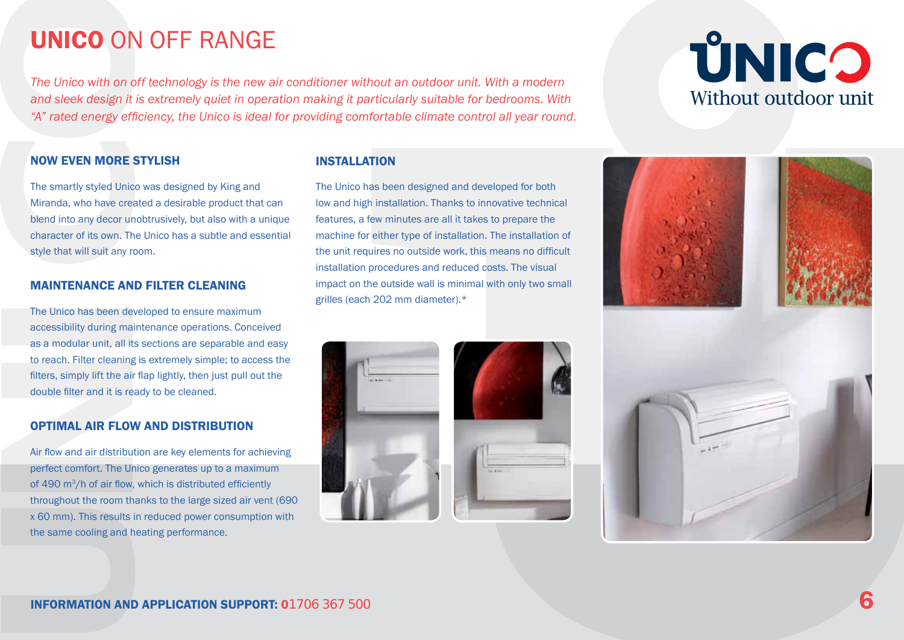# UNICO ON OFF RANGE

*The Unico with on off technology is the new air conditioner without an outdoor unit. With a modern and sleek design it is extremely quiet in operation making it particularly suitable for bedrooms. With "A" rated energy efficiency, the Unico is ideal for providing comfortable climate control all year round.*

UNICO
Without outdoor unit

## NOW EVEN MORE STYLISH

The smartly styled Unico was designed by King and Miranda, who have created a desirable product that can blend into any decor unobtrusively, but also with a unique character of its own. The Unico has a subtle and essential style that will suit any room.

## MAINTENANCE AND FILTER CLEANING

The Unico has been developed to ensure maximum accessibility during maintenance operations. Conceived as a modular unit, all its sections are separable and easy to reach. Filter cleaning is extremely simple; to access the filters, simply lift the air flap lightly, then just pull out the double filter and it is ready to be cleaned.

## OPTIMAL AIR FLOW AND DISTRIBUTION

Air flow and air distribution are key elements for achieving perfect comfort. The Unico generates up to a maximum of 490 $m^3$/h of air flow, which is distributed efficiently throughout the room thanks to the large sized air vent (690 x 60 mm). This results in reduced power consumption with the same cooling and heating performance.

## INSTALLATION

The Unico has been designed and developed for both low and high installation. Thanks to innovative technical features, a few minutes are all it takes to prepare the machine for either type of installation. The installation of the unit requires no outside work, this means no difficult installation procedures and reduced costs. The visual impact on the outside wall is minimal with only two small grilles (each 202 mm diameter).*

**INFORMATION AND APPLICATION SUPPORT: 01706 367 500**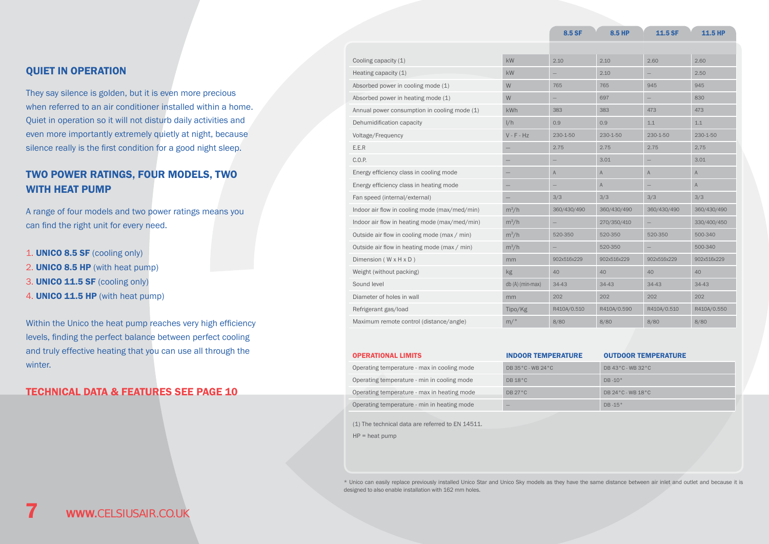## QUIET IN OPERATION

They say silence is golden, but it is even more precious when referred to an air conditioner installed within a home. Quiet in operation so it will not disturb daily activities and even more importantly extremely quietly at night, because silence really is the first condition for a good night sleep.

## TWO POWER RATINGS, FOUR MODELS, TWO WITH HEAT PUMP

A range of four models and two power ratings means you can find the right unit for every need.

1. **UNICO 8.5 SF** (cooling only)
2. **UNICO 8.5 HP** (with heat pump)
3. **UNICO 11.5 SF** (cooling only)
4. **UNICO 11.5 HP** (with heat pump)

Within the Unico the heat pump reaches very high efficiency levels, finding the perfect balance between perfect cooling and truly effective heating that you can use all through the winter.

**TECHNICAL DATA & FEATURES SEE PAGE 10**

| | | 8.5 SF | 8.5 HP | 11.5 SF | 11.5 HP |
|---|---|---|---|---|---|
| Cooling capacity (1) | kW | 2.10 | 2.10 | 2.60 | 2.60 |
| Heating capacity (1) | kW | – | 2.10 | – | 2.50 |
| Absorbed power in cooling mode (1) | W | 765 | 765 | 945 | 945 |
| Absorbed power in heating mode (1) | W | – | 697 | – | 830 |
| Annual power consumption in cooling mode (1) | kWh | 383 | 383 | 473 | 473 |
| Dehumidification capacity | l/h | 0.9 | 0.9 | 1.1 | 1.1 |
| Voltage/Frequency | V - F - Hz | 230-1-50 | 230-1-50 | 230-1-50 | 230-1-50 |
| E.E.R | – | 2.75 | 2.75 | 2.75 | 2.75 |
| C.O.P. | – | – | 3.01 | – | 3.01 |
| Energy efficiency class in cooling mode | – | A | A | A | A |
| Energy efficiency class in heating mode | – | – | A | – | A |
| Fan speed (internal/external) | – | 3/3 | 3/3 | 3/3 | 3/3 |
| Indoor air flow in cooling mode (max/med/min) | $m^3/h$ | 360/430/490 | 360/430/490 | 360/430/490 | 360/430/490 |
| Indoor air flow in heating mode (max/med/min) | $m^3/h$ | – | 270/350/410 | – | 330/400/450 |
| Outside air flow in cooling mode (max / min) | $m^3/h$ | 520-350 | 520-350 | 520-350 | 500-340 |
| Outside air flow in heating mode (max / min) | $m^3/h$ | – | 520-350 | – | 500-340 |
| Dimension ( W x H x D ) | mm | 902x516x229 | 902x516x229 | 902x516x229 | 902x516x229 |
| Weight (without packing) | kg | 40 | 40 | 40 | 40 |
| Sound level | db (A) (min-max) | 34-43 | 34-43 | 34-43 | 34-43 |
| Diameter of holes in wall | mm | 202 | 202 | 202 | 202 |
| Refrigerant gas/load | Tipo/Kg | R410A/0.510 | R410A/0.590 | R410A/0.510 | R410A/0.550 |
| Maximum remote control (distance/angle) | m/° | 8/80 | 8/80 | 8/80 | 8/80 |

| OPERATIONAL LIMITS | INDOOR TEMPERATURE | OUTDOOR TEMPERATURE |
|---|---|---|
| Operating temperature - max in cooling mode | DB 35°C - WB 24°C | DB 43°C - WB 32°C |
| Operating temperature - min in cooling mode | DB 18°C | DB -10° |
| Operating temperature - max in heating mode | DB 27°C | DB 24°C - WB 18°C |
| Operating temperature - min in heating mode | – | DB -15° |

(1) The technical data are referred to EN 14511.

HP = heat pump

* Unico can easily replace previously installed Unico Star and Unico Sky models as they have the same distance between air inlet and outlet and because it is designed to also enable installation with 162 mm holes.

WWW.CELSIUSAIR.CO.UK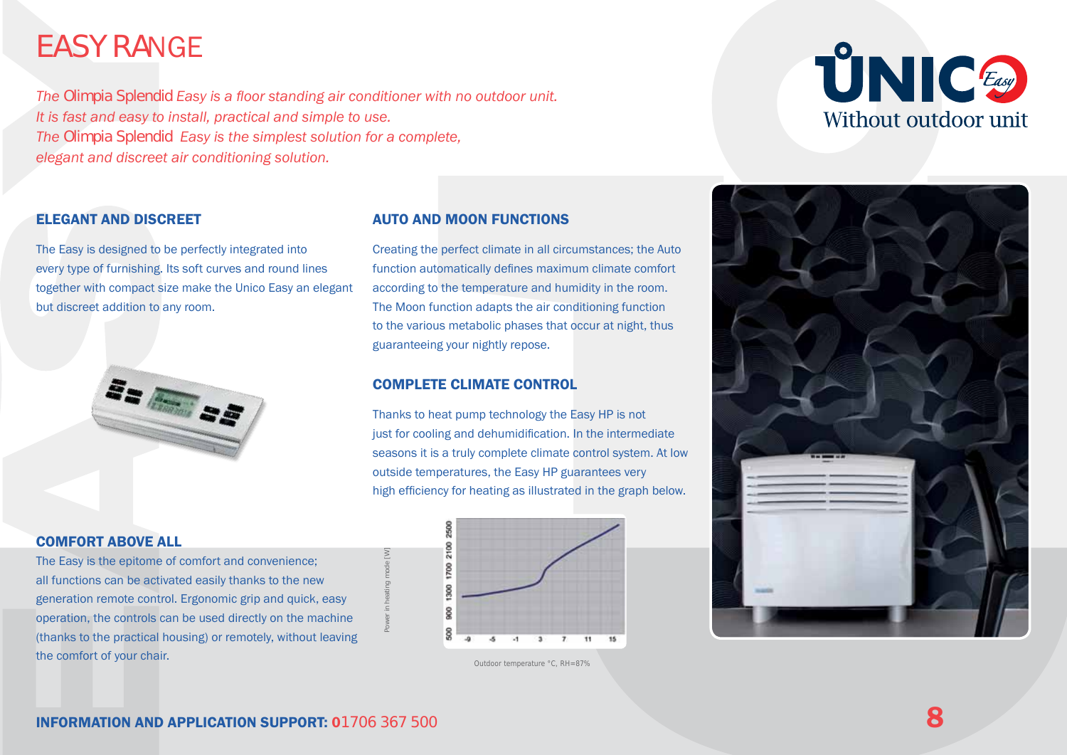# EASY RANGE

*The Olimpia Splendid Easy is a floor standing air conditioner with no outdoor unit.*
*It is fast and easy to install, practical and simple to use.*
*The Olimpia Splendid Easy is the simplest solution for a complete, elegant and discreet air conditioning solution.*

UNICO Easy
Without outdoor unit

## ELEGANT AND DISCREET

The Easy is designed to be perfectly integrated into every type of furnishing. Its soft curves and round lines together with compact size make the Unico Easy an elegant but discreet addition to any room.

## COMFORT ABOVE ALL

The Easy is the epitome of comfort and convenience; all functions can be activated easily thanks to the new generation remote control. Ergonomic grip and quick, easy operation, the controls can be used directly on the machine (thanks to the practical housing) or remotely, without leaving the comfort of your chair.

## AUTO AND MOON FUNCTIONS

Creating the perfect climate in all circumstances; the Auto function automatically defines maximum climate comfort according to the temperature and humidity in the room. The Moon function adapts the air conditioning function to the various metabolic phases that occur at night, thus guaranteeing your nightly repose.

## COMPLETE CLIMATE CONTROL

Thanks to heat pump technology the Easy HP is not just for cooling and dehumidification. In the intermediate seasons it is a truly complete climate control system. At low outside temperatures, the Easy HP guarantees very high efficiency for heating as illustrated in the graph below.

Power in heating mode [W]: 500, 900, 1300, 1700, 2100, 2500

Outdoor temperature °C, RH=87%: -9, -5, -1, 3, 7, 11, 15

**INFORMATION AND APPLICATION SUPPORT:** 01706 367 500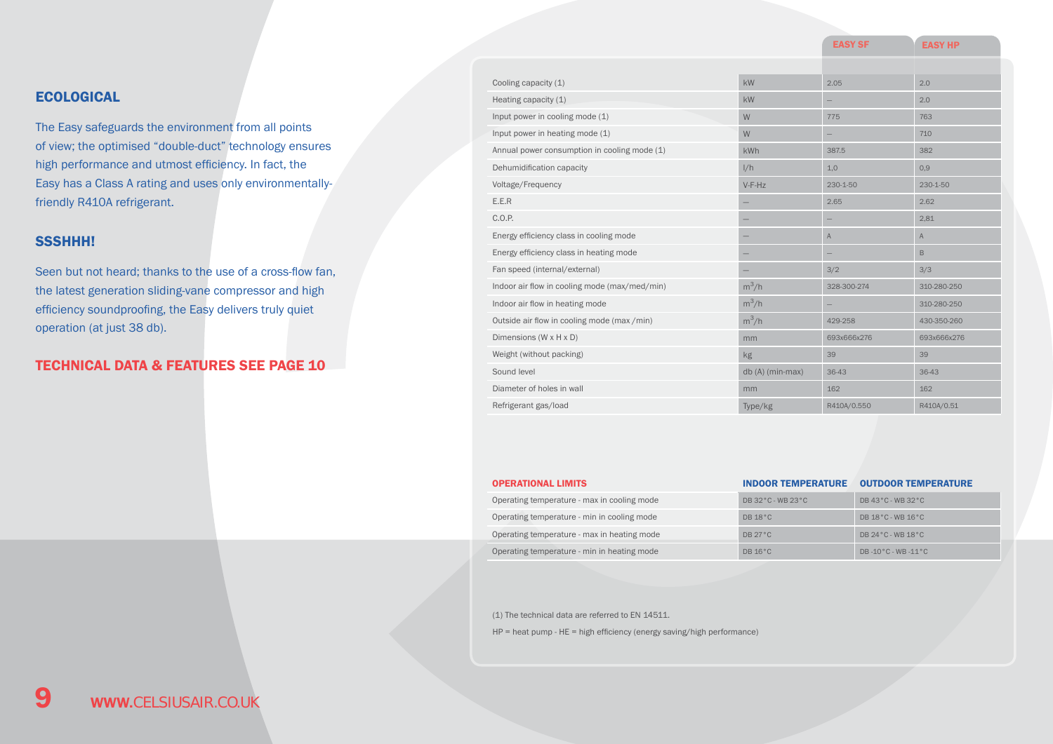## ECOLOGICAL

The Easy safeguards the environment from all points of view; the optimised "double-duct" technology ensures high performance and utmost efficiency. In fact, the Easy has a Class A rating and uses only environmentally-friendly R410A refrigerant.

## SSSHHH!

Seen but not heard; thanks to the use of a cross-flow fan, the latest generation sliding-vane compressor and high efficiency soundproofing, the Easy delivers truly quiet operation (at just 38 db).

## TECHNICAL DATA & FEATURES SEE PAGE 10

| | | EASY SF | EASY HP |
|---|---|---|---|
| Cooling capacity (1) | kW | 2.05 | 2.0 |
| Heating capacity (1) | kW | – | 2.0 |
| Input power in cooling mode (1) | W | 775 | 763 |
| Input power in heating mode (1) | W | – | 710 |
| Annual power consumption in cooling mode (1) | kWh | 387.5 | 382 |
| Dehumidification capacity | l/h | 1,0 | 0,9 |
| Voltage/Frequency | V-F-Hz | 230-1-50 | 230-1-50 |
| E.E.R | – | 2.65 | 2.62 |
| C.O.P. | – | – | 2,81 |
| Energy efficiency class in cooling mode | – | A | A |
| Energy efficiency class in heating mode | – | – | B |
| Fan speed (internal/external) | – | 3/2 | 3/3 |
| Indoor air flow in cooling mode (max/med/min) | $m^3/h$ | 328-300-274 | 310-280-250 |
| Indoor air flow in heating mode | $m^3/h$ | – | 310-280-250 |
| Outside air flow in cooling mode (max /min) | $m^3/h$ | 429-258 | 430-350-260 |
| Dimensions (W x H x D) | mm | 693x666x276 | 693x666x276 |
| Weight (without packing) | kg | 39 | 39 |
| Sound level | db (A) (min-max) | 36-43 | 36-43 |
| Diameter of holes in wall | mm | 162 | 162 |
| Refrigerant gas/load | Type/kg | R410A/0.550 | R410A/0.51 |

| OPERATIONAL LIMITS | INDOOR TEMPERATURE | OUTDOOR TEMPERATURE |
|---|---|---|
| Operating temperature - max in cooling mode | DB 32°C - WB 23°C | DB 43°C - WB 32°C |
| Operating temperature - min in cooling mode | DB 18°C | DB 18°C - WB 16°C |
| Operating temperature - max in heating mode | DB 27°C | DB 24°C - WB 18°C |
| Operating temperature - min in heating mode | DB 16°C | DB -10°C - WB -11°C |

(1) The technical data are referred to EN 14511.

HP = heat pump - HE = high efficiency (energy saving/high performance)

WWW.CELSIUSAIR.CO.UK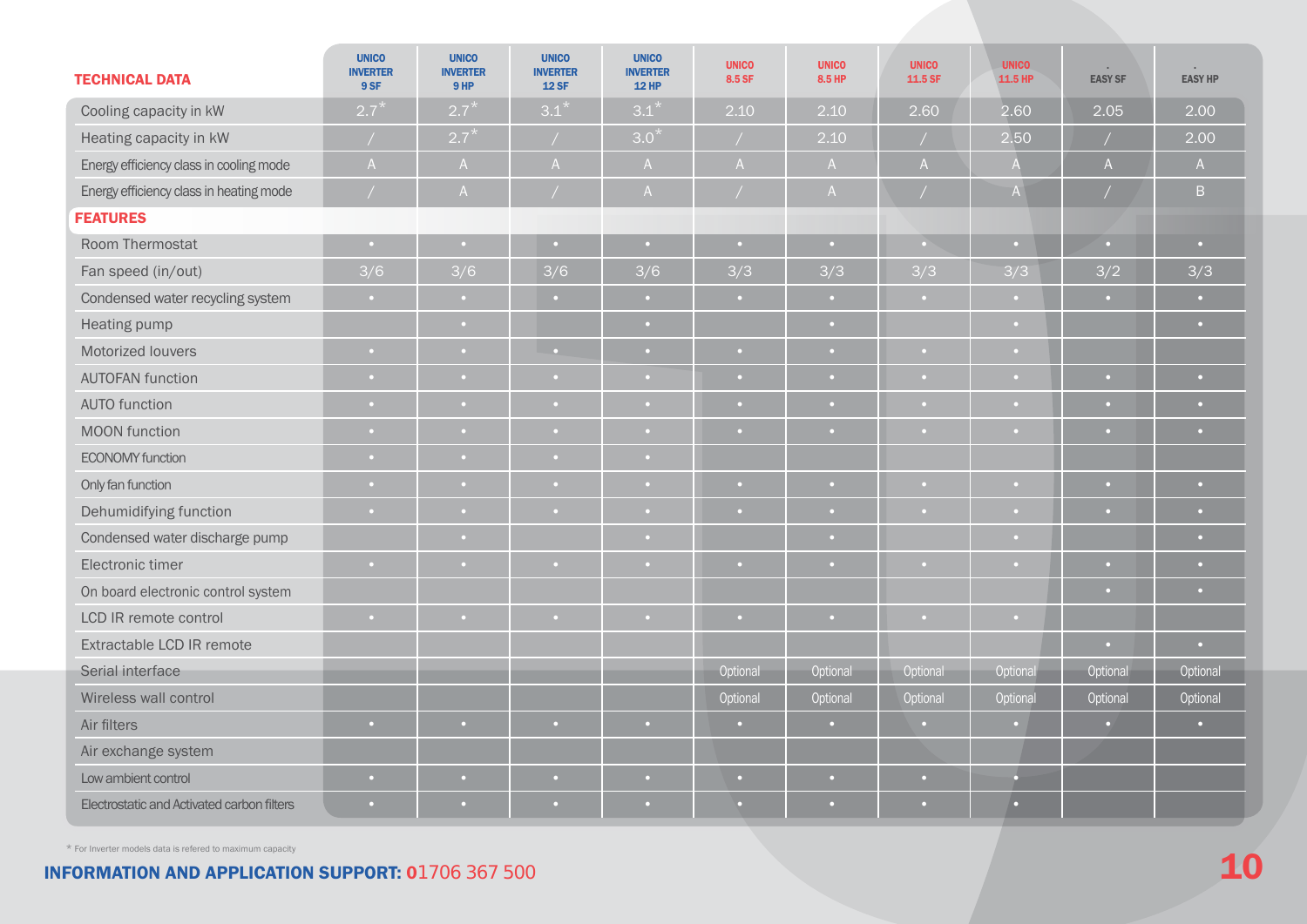| TECHNICAL DATA | UNICO INVERTER 9 SF | UNICO INVERTER 9 HP | UNICO INVERTER 12 SF | UNICO INVERTER 12 HP | UNICO 8.5 SF | UNICO 8.5 HP | UNICO 11.5 SF | UNICO 11.5 HP | EASY SF | EASY HP |
|---|---|---|---|---|---|---|---|---|---|---|
| Cooling capacity in kW | 2.7* | 2.7* | 3.1* | 3.1* | 2.10 | 2.10 | 2.60 | 2.60 | 2.05 | 2.00 |
| Heating capacity in kW | / | 2.7* | / | 3.0* | / | 2.10 | / | 2.50 | / | 2.00 |
| Energy efficiency class in cooling mode | A | A | A | A | A | A | A | A | A | A |
| Energy efficiency class in heating mode | / | A | / | A | / | A | / | A | / | B |
| **FEATURES** | | | | | | | | | | |
| Room Thermostat | • | • | • | • | • | • | • | • | • | • |
| Fan speed (in/out) | 3/6 | 3/6 | 3/6 | 3/6 | 3/3 | 3/3 | 3/3 | 3/3 | 3/2 | 3/3 |
| Condensed water recycling system | • | • | • | • | • | • | • | • | • | • |
| Heating pump | | • | | • | | • | | • | | • |
| Motorized louvers | • | • | • | • | • | • | • | • | | |
| AUTOFAN function | • | • | • | • | • | • | • | • | • | • |
| AUTO function | • | • | • | • | • | • | • | • | • | • |
| MOON function | • | • | • | • | • | • | • | • | • | • |
| ECONOMY function | • | • | • | • | | | | | | |
| Only fan function | • | • | • | • | • | • | • | • | • | • |
| Dehumidifying function | • | • | • | • | • | • | • | • | • | • |
| Condensed water discharge pump | | • | | • | | • | | • | | • |
| Electronic timer | • | • | • | • | • | • | • | • | • | • |
| On board electronic control system | | | | | | | | | • | • |
| LCD IR remote control | • | • | • | • | • | • | • | • | | |
| Extractable LCD IR remote | | | | | | | | | • | • |
| Serial interface | | | | | Optional | Optional | Optional | Optional | Optional | Optional |
| Wireless wall control | | | | | Optional | Optional | Optional | Optional | Optional | Optional |
| Air filters | • | • | • | • | • | • | • | • | • | • |
| Air exchange system | | | | | | | | | | |
| Low ambient control | • | • | • | • | • | • | • | • | | |
| Electrostatic and Activated carbon filters | • | • | • | • | • | • | • | • | | |

* For Inverter models data is refered to maximum capacity

**INFORMATION AND APPLICATION SUPPORT:** 01706 367 500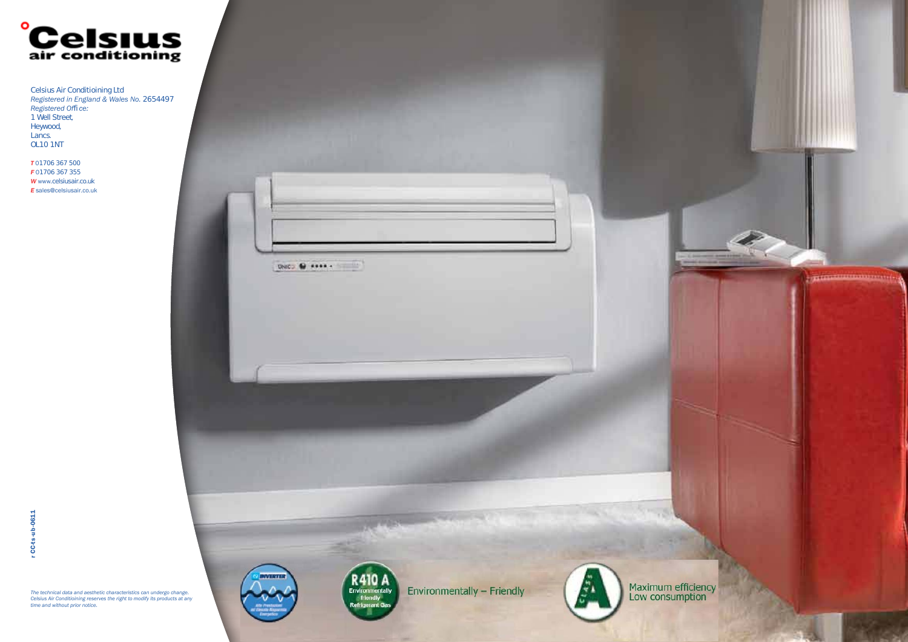°Celsius
air conditioning

Celsius Air Conditioining Ltd
*Registered in England & Wales No.* 2654497
*Registered Office:*
1 Well Street,
Heywood,
Lancs.
OL10 1NT

*T* 01706 367 500
*F* 01706 367 355
*W* www.celsiusair.co.uk
*E* sales@celsiusair.co.uk

r CC4s-ub-0611

*The technical data and aesthetic characteristics can undergo change. Celsius Air Conditioining reserves the right to modify its products at any time and without prior notice.*

R410 A
Environmentally friendly Refrigerant Gas

Environmentally – Friendly

Maximum efficiency
Low consumption